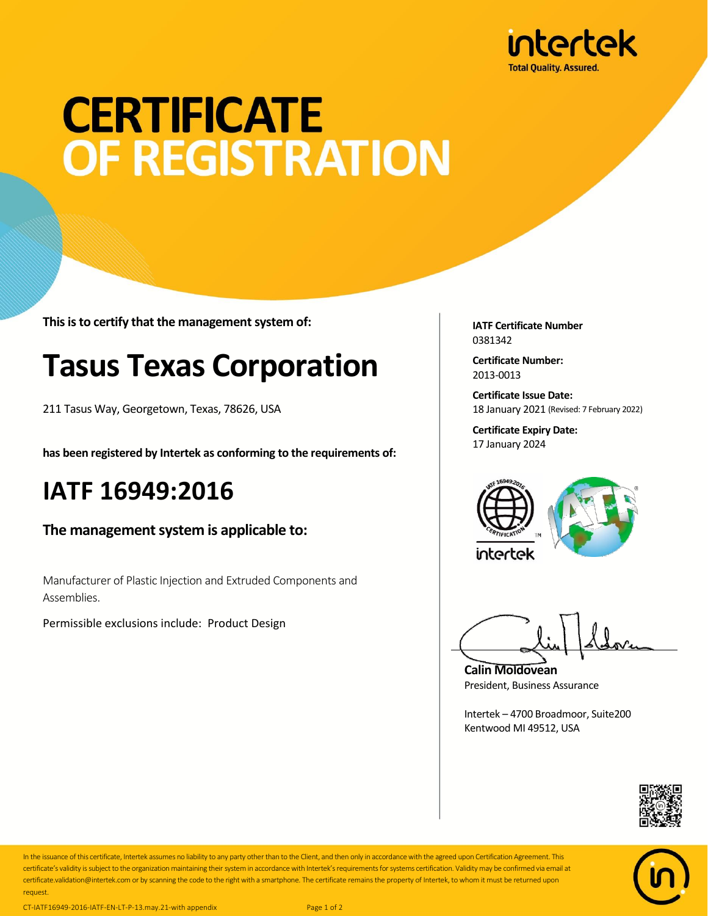intertek
Total Quality. Assured.

# CERTIFICATE OF REGISTRATION

**This is to certify that the management system of:**

# Tasus Texas Corporation

211 Tasus Way, Georgetown, Texas, 78626, USA

**has been registered by Intertek as conforming to the requirements of:**

## IATF 16949:2016

### The management system is applicable to:

Manufacturer of Plastic Injection and Extruded Components and Assemblies.

Permissible exclusions include: Product Design

**IATF Certificate Number**
0381342

**Certificate Number:**
2013-0013

**Certificate Issue Date:**
18 January 2021 (Revised: 7 February 2022)

**Certificate Expiry Date:**
17 January 2024

**Calin Moldovean**
President, Business Assurance

Intertek – 4700 Broadmoor, Suite200
Kentwood MI 49512, USA

In the issuance of this certificate, Intertek assumes no liability to any party other than to the Client, and then only in accordance with the agreed upon Certification Agreement. This certificate's validity is subject to the organization maintaining their system in accordance with Intertek's requirements for systems certification. Validity may be confirmed via email at certificate.validation@intertek.com or by scanning the code to the right with a smartphone. The certificate remains the property of Intertek, to whom it must be returned upon request.

CT-IATF16949-2016-IATF-EN-LT-P-13.may.21-with appendix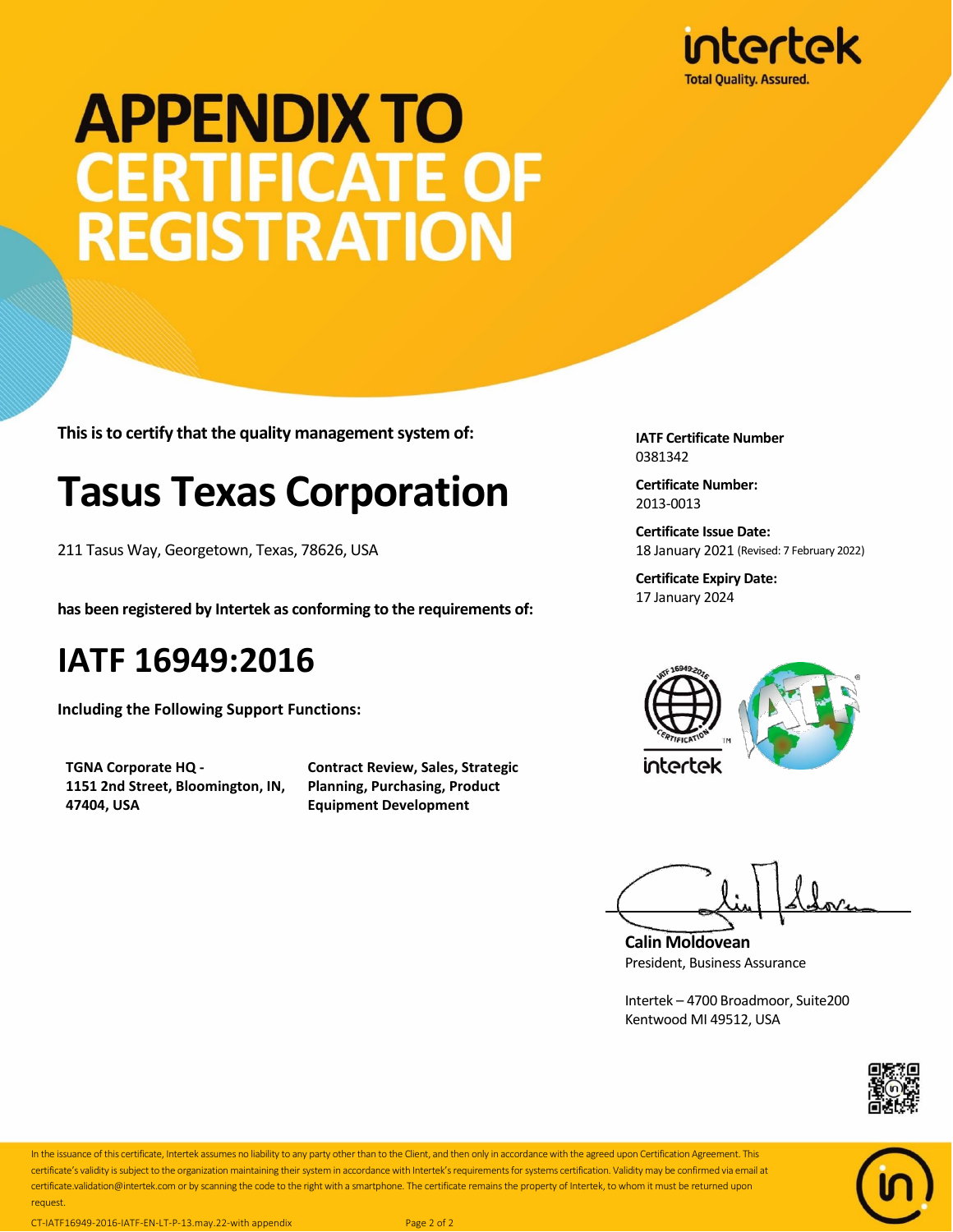intertek

Total Quality. Assured.

# APPENDIX TO CERTIFICATE OF REGISTRATION

**This is to certify that the quality management system of:**

## Tasus Texas Corporation

211 Tasus Way, Georgetown, Texas, 78626, USA

**has been registered by Intertek as conforming to the requirements of:**

## IATF 16949:2016

**Including the Following Support Functions:**

| | |
|---|---|
| **TGNA Corporate HQ - 1151 2nd Street, Bloomington, IN, 47404, USA** | **Contract Review, Sales, Strategic Planning, Purchasing, Product Equipment Development** |

**IATF Certificate Number**
0381342

**Certificate Number:**
2013-0013

**Certificate Issue Date:**
18 January 2021 (Revised: 7 February 2022)

**Certificate Expiry Date:**
17 January 2024

**Calin Moldovean**
President, Business Assurance

Intertek – 4700 Broadmoor, Suite200
Kentwood MI 49512, USA

In the issuance of this certificate, Intertek assumes no liability to any party other than to the Client, and then only in accordance with the agreed upon Certification Agreement. This certificate's validity is subject to the organization maintaining their system in accordance with Intertek's requirements for systems certification. Validity may be confirmed via email at certificate.validation@intertek.com or by scanning the code to the right with a smartphone. The certificate remains the property of Intertek, to whom it must be returned upon request.

CT-IATF16949-2016-IATF-EN-LT-P-13.may.22-with appendix